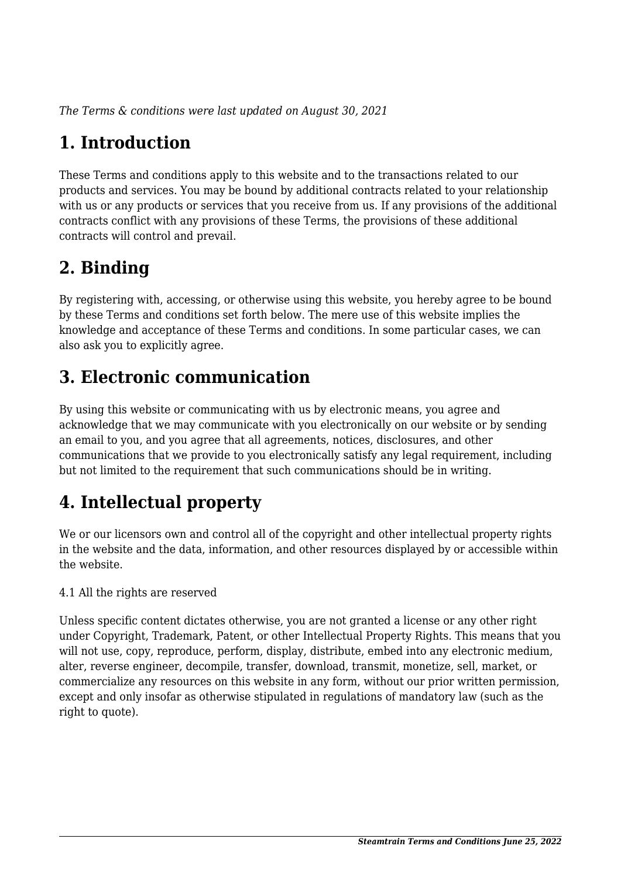*The Terms & conditions were last updated on August 30, 2021*

# 1. Introduction

These Terms and conditions apply to this website and to the transactions related to our products and services. You may be bound by additional contracts related to your relationship with us or any products or services that you receive from us. If any provisions of the additional contracts conflict with any provisions of these Terms, the provisions of these additional contracts will control and prevail.

# 2. Binding

By registering with, accessing, or otherwise using this website, you hereby agree to be bound by these Terms and conditions set forth below. The mere use of this website implies the knowledge and acceptance of these Terms and conditions. In some particular cases, we can also ask you to explicitly agree.

# 3. Electronic communication

By using this website or communicating with us by electronic means, you agree and acknowledge that we may communicate with you electronically on our website or by sending an email to you, and you agree that all agreements, notices, disclosures, and other communications that we provide to you electronically satisfy any legal requirement, including but not limited to the requirement that such communications should be in writing.

# 4. Intellectual property

We or our licensors own and control all of the copyright and other intellectual property rights in the website and the data, information, and other resources displayed by or accessible within the website.

4.1 All the rights are reserved

Unless specific content dictates otherwise, you are not granted a license or any other right under Copyright, Trademark, Patent, or other Intellectual Property Rights. This means that you will not use, copy, reproduce, perform, display, distribute, embed into any electronic medium, alter, reverse engineer, decompile, transfer, download, transmit, monetize, sell, market, or commercialize any resources on this website in any form, without our prior written permission, except and only insofar as otherwise stipulated in regulations of mandatory law (such as the right to quote).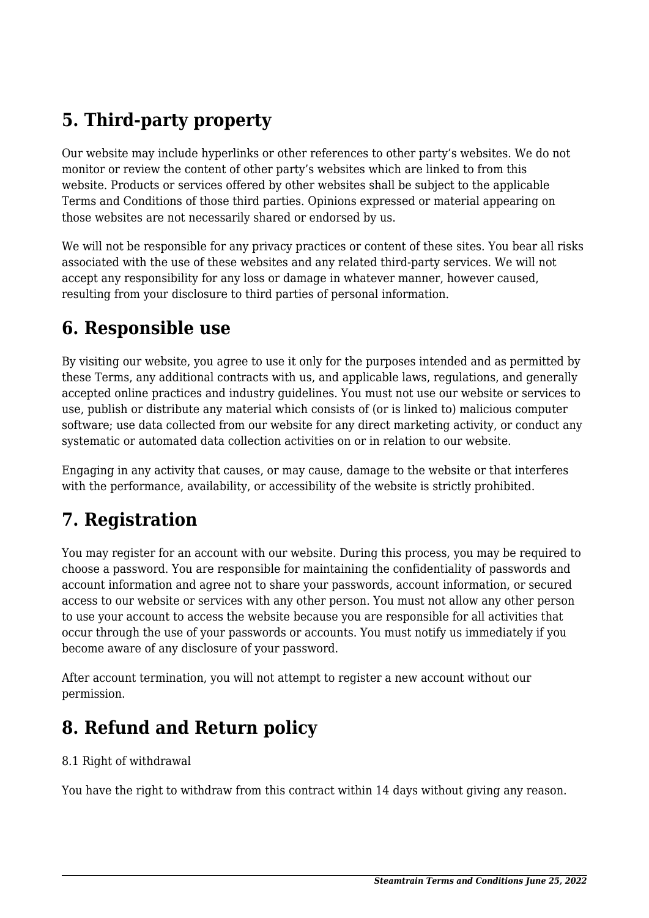## 5. Third-party property

Our website may include hyperlinks or other references to other party's websites. We do not monitor or review the content of other party's websites which are linked to from this website. Products or services offered by other websites shall be subject to the applicable Terms and Conditions of those third parties. Opinions expressed or material appearing on those websites are not necessarily shared or endorsed by us.

We will not be responsible for any privacy practices or content of these sites. You bear all risks associated with the use of these websites and any related third-party services. We will not accept any responsibility for any loss or damage in whatever manner, however caused, resulting from your disclosure to third parties of personal information.

## 6. Responsible use

By visiting our website, you agree to use it only for the purposes intended and as permitted by these Terms, any additional contracts with us, and applicable laws, regulations, and generally accepted online practices and industry guidelines. You must not use our website or services to use, publish or distribute any material which consists of (or is linked to) malicious computer software; use data collected from our website for any direct marketing activity, or conduct any systematic or automated data collection activities on or in relation to our website.

Engaging in any activity that causes, or may cause, damage to the website or that interferes with the performance, availability, or accessibility of the website is strictly prohibited.

## 7. Registration

You may register for an account with our website. During this process, you may be required to choose a password. You are responsible for maintaining the confidentiality of passwords and account information and agree not to share your passwords, account information, or secured access to our website or services with any other person. You must not allow any other person to use your account to access the website because you are responsible for all activities that occur through the use of your passwords or accounts. You must notify us immediately if you become aware of any disclosure of your password.

After account termination, you will not attempt to register a new account without our permission.

## 8. Refund and Return policy

8.1 Right of withdrawal

You have the right to withdraw from this contract within 14 days without giving any reason.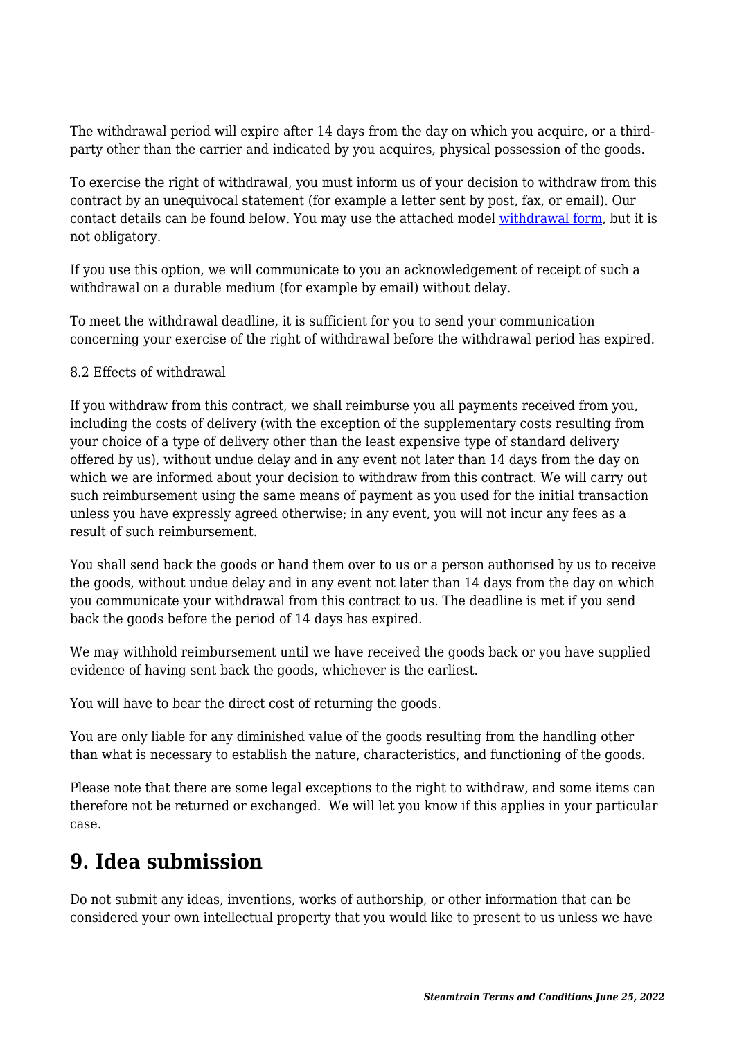The withdrawal period will expire after 14 days from the day on which you acquire, or a third-party other than the carrier and indicated by you acquires, physical possession of the goods.

To exercise the right of withdrawal, you must inform us of your decision to withdraw from this contract by an unequivocal statement (for example a letter sent by post, fax, or email). Our contact details can be found below. You may use the attached model [withdrawal form](), but it is not obligatory.

If you use this option, we will communicate to you an acknowledgement of receipt of such a withdrawal on a durable medium (for example by email) without delay.

To meet the withdrawal deadline, it is sufficient for you to send your communication concerning your exercise of the right of withdrawal before the withdrawal period has expired.

8.2 Effects of withdrawal

If you withdraw from this contract, we shall reimburse you all payments received from you, including the costs of delivery (with the exception of the supplementary costs resulting from your choice of a type of delivery other than the least expensive type of standard delivery offered by us), without undue delay and in any event not later than 14 days from the day on which we are informed about your decision to withdraw from this contract. We will carry out such reimbursement using the same means of payment as you used for the initial transaction unless you have expressly agreed otherwise; in any event, you will not incur any fees as a result of such reimbursement.

You shall send back the goods or hand them over to us or a person authorised by us to receive the goods, without undue delay and in any event not later than 14 days from the day on which you communicate your withdrawal from this contract to us. The deadline is met if you send back the goods before the period of 14 days has expired.

We may withhold reimbursement until we have received the goods back or you have supplied evidence of having sent back the goods, whichever is the earliest.

You will have to bear the direct cost of returning the goods.

You are only liable for any diminished value of the goods resulting from the handling other than what is necessary to establish the nature, characteristics, and functioning of the goods.

Please note that there are some legal exceptions to the right to withdraw, and some items can therefore not be returned or exchanged. We will let you know if this applies in your particular case.

## 9. Idea submission

Do not submit any ideas, inventions, works of authorship, or other information that can be considered your own intellectual property that you would like to present to us unless we have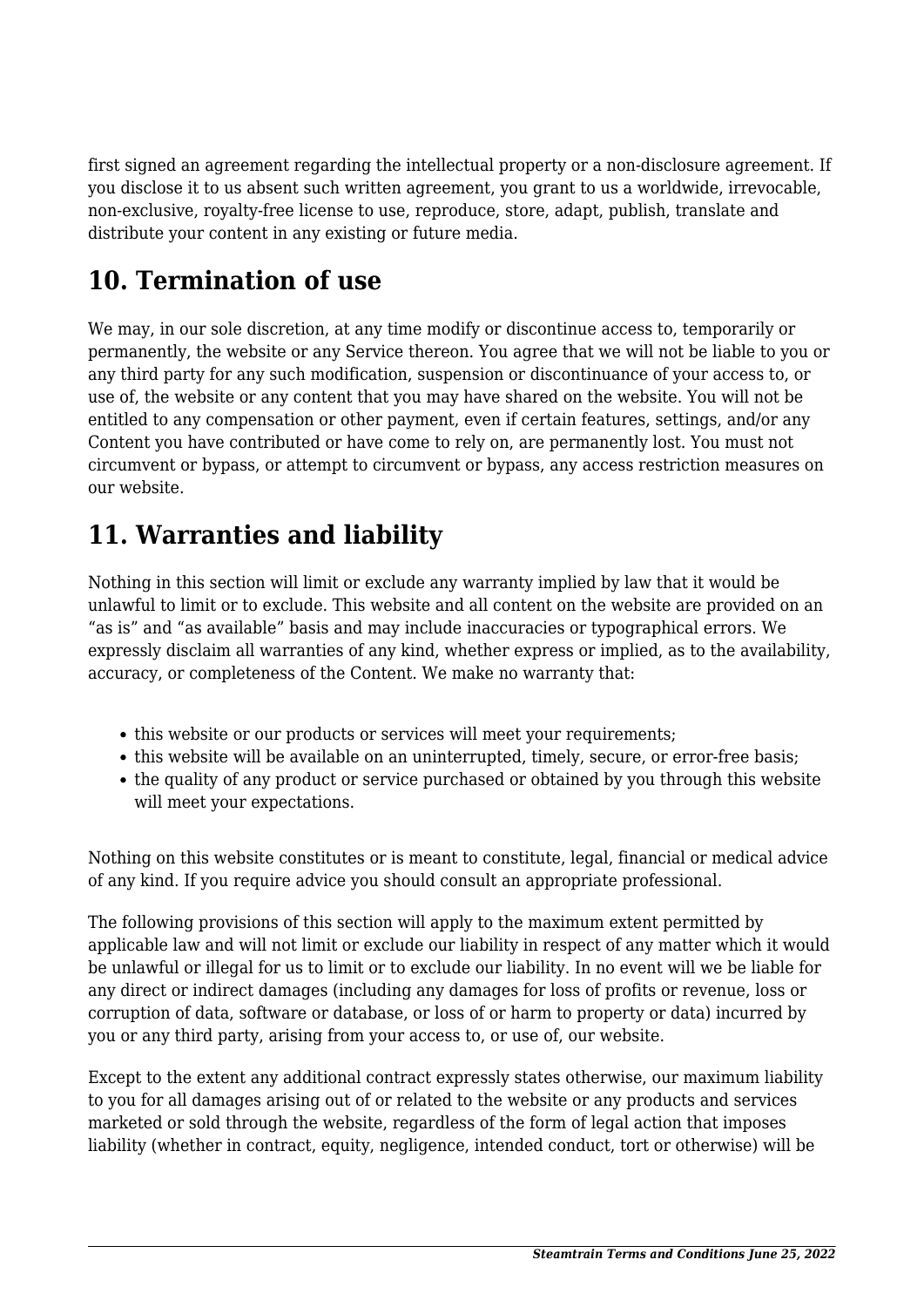first signed an agreement regarding the intellectual property or a non-disclosure agreement. If you disclose it to us absent such written agreement, you grant to us a worldwide, irrevocable, non-exclusive, royalty-free license to use, reproduce, store, adapt, publish, translate and distribute your content in any existing or future media.

## 10. Termination of use

We may, in our sole discretion, at any time modify or discontinue access to, temporarily or permanently, the website or any Service thereon. You agree that we will not be liable to you or any third party for any such modification, suspension or discontinuance of your access to, or use of, the website or any content that you may have shared on the website. You will not be entitled to any compensation or other payment, even if certain features, settings, and/or any Content you have contributed or have come to rely on, are permanently lost. You must not circumvent or bypass, or attempt to circumvent or bypass, any access restriction measures on our website.

## 11. Warranties and liability

Nothing in this section will limit or exclude any warranty implied by law that it would be unlawful to limit or to exclude. This website and all content on the website are provided on an "as is" and "as available" basis and may include inaccuracies or typographical errors. We expressly disclaim all warranties of any kind, whether express or implied, as to the availability, accuracy, or completeness of the Content. We make no warranty that:

- this website or our products or services will meet your requirements;
- this website will be available on an uninterrupted, timely, secure, or error-free basis;
- the quality of any product or service purchased or obtained by you through this website will meet your expectations.

Nothing on this website constitutes or is meant to constitute, legal, financial or medical advice of any kind. If you require advice you should consult an appropriate professional.

The following provisions of this section will apply to the maximum extent permitted by applicable law and will not limit or exclude our liability in respect of any matter which it would be unlawful or illegal for us to limit or to exclude our liability. In no event will we be liable for any direct or indirect damages (including any damages for loss of profits or revenue, loss or corruption of data, software or database, or loss of or harm to property or data) incurred by you or any third party, arising from your access to, or use of, our website.

Except to the extent any additional contract expressly states otherwise, our maximum liability to you for all damages arising out of or related to the website or any products and services marketed or sold through the website, regardless of the form of legal action that imposes liability (whether in contract, equity, negligence, intended conduct, tort or otherwise) will be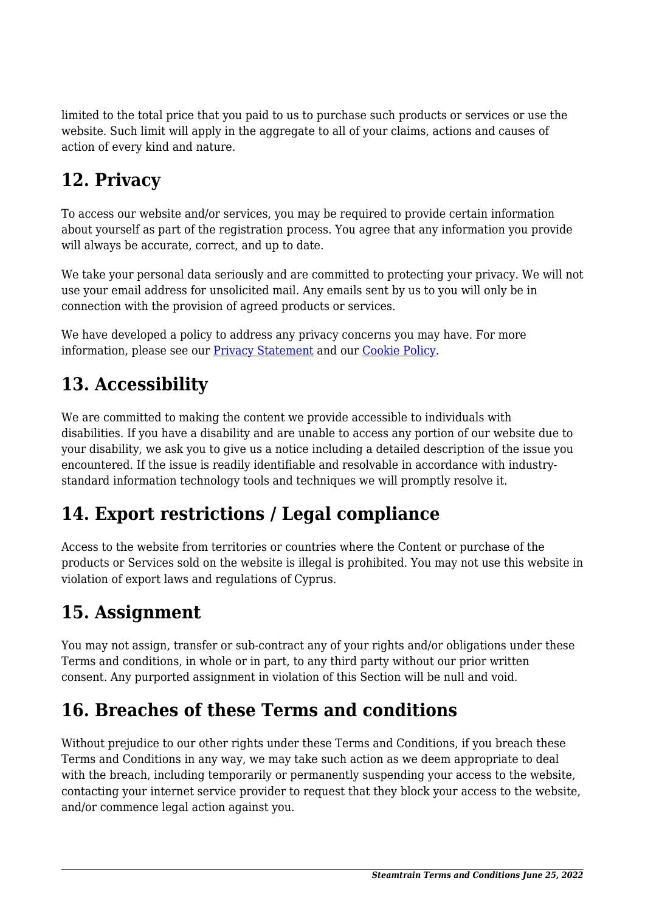limited to the total price that you paid to us to purchase such products or services or use the website. Such limit will apply in the aggregate to all of your claims, actions and causes of action of every kind and nature.

## 12. Privacy

To access our website and/or services, you may be required to provide certain information about yourself as part of the registration process. You agree that any information you provide will always be accurate, correct, and up to date.

We take your personal data seriously and are committed to protecting your privacy. We will not use your email address for unsolicited mail. Any emails sent by us to you will only be in connection with the provision of agreed products or services.

We have developed a policy to address any privacy concerns you may have. For more information, please see our Privacy Statement and our Cookie Policy.

## 13. Accessibility

We are committed to making the content we provide accessible to individuals with disabilities. If you have a disability and are unable to access any portion of our website due to your disability, we ask you to give us a notice including a detailed description of the issue you encountered. If the issue is readily identifiable and resolvable in accordance with industry-standard information technology tools and techniques we will promptly resolve it.

## 14. Export restrictions / Legal compliance

Access to the website from territories or countries where the Content or purchase of the products or Services sold on the website is illegal is prohibited. You may not use this website in violation of export laws and regulations of Cyprus.

## 15. Assignment

You may not assign, transfer or sub-contract any of your rights and/or obligations under these Terms and conditions, in whole or in part, to any third party without our prior written consent. Any purported assignment in violation of this Section will be null and void.

## 16. Breaches of these Terms and conditions

Without prejudice to our other rights under these Terms and Conditions, if you breach these Terms and Conditions in any way, we may take such action as we deem appropriate to deal with the breach, including temporarily or permanently suspending your access to the website, contacting your internet service provider to request that they block your access to the website, and/or commence legal action against you.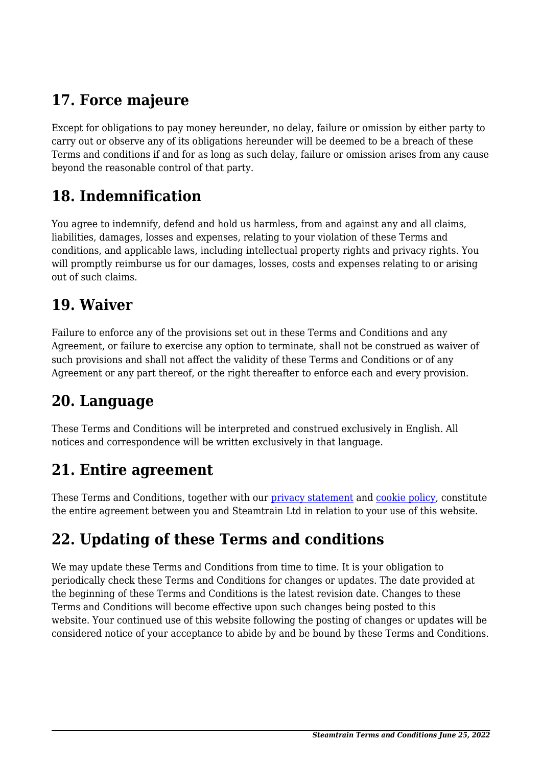## 17. Force majeure

Except for obligations to pay money hereunder, no delay, failure or omission by either party to carry out or observe any of its obligations hereunder will be deemed to be a breach of these Terms and conditions if and for as long as such delay, failure or omission arises from any cause beyond the reasonable control of that party.

## 18. Indemnification

You agree to indemnify, defend and hold us harmless, from and against any and all claims, liabilities, damages, losses and expenses, relating to your violation of these Terms and conditions, and applicable laws, including intellectual property rights and privacy rights. You will promptly reimburse us for our damages, losses, costs and expenses relating to or arising out of such claims.

## 19. Waiver

Failure to enforce any of the provisions set out in these Terms and Conditions and any Agreement, or failure to exercise any option to terminate, shall not be construed as waiver of such provisions and shall not affect the validity of these Terms and Conditions or of any Agreement or any part thereof, or the right thereafter to enforce each and every provision.

## 20. Language

These Terms and Conditions will be interpreted and construed exclusively in English. All notices and correspondence will be written exclusively in that language.

## 21. Entire agreement

These Terms and Conditions, together with our privacy statement and cookie policy, constitute the entire agreement between you and Steamtrain Ltd in relation to your use of this website.

## 22. Updating of these Terms and conditions

We may update these Terms and Conditions from time to time. It is your obligation to periodically check these Terms and Conditions for changes or updates. The date provided at the beginning of these Terms and Conditions is the latest revision date. Changes to these Terms and Conditions will become effective upon such changes being posted to this website. Your continued use of this website following the posting of changes or updates will be considered notice of your acceptance to abide by and be bound by these Terms and Conditions.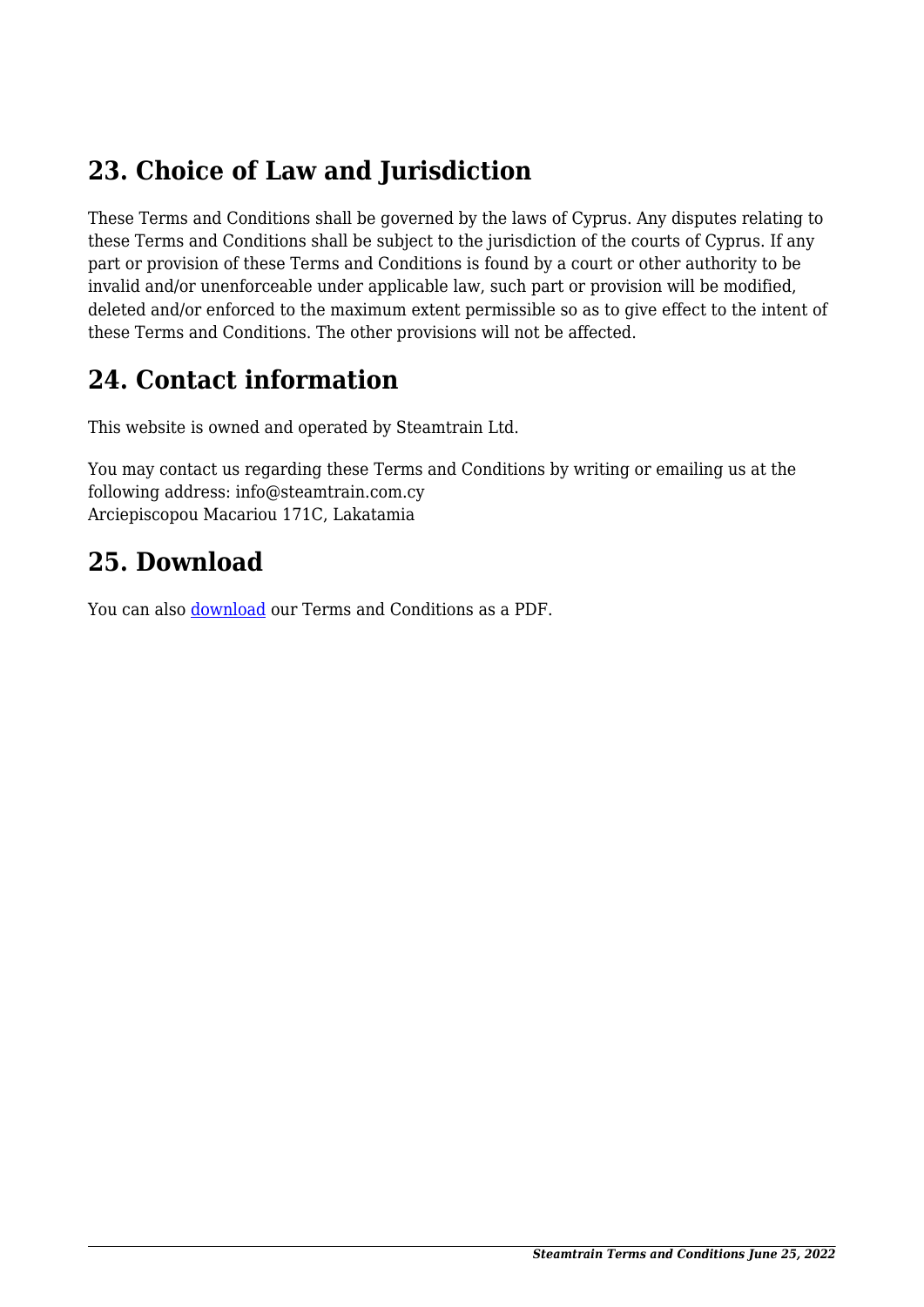## 23. Choice of Law and Jurisdiction

These Terms and Conditions shall be governed by the laws of Cyprus. Any disputes relating to these Terms and Conditions shall be subject to the jurisdiction of the courts of Cyprus. If any part or provision of these Terms and Conditions is found by a court or other authority to be invalid and/or unenforceable under applicable law, such part or provision will be modified, deleted and/or enforced to the maximum extent permissible so as to give effect to the intent of these Terms and Conditions. The other provisions will not be affected.

## 24. Contact information

This website is owned and operated by Steamtrain Ltd.

You may contact us regarding these Terms and Conditions by writing or emailing us at the following address: info@steamtrain.com.cy
Arciepiscopou Macariou 171C, Lakatamia

## 25. Download

You can also download our Terms and Conditions as a PDF.